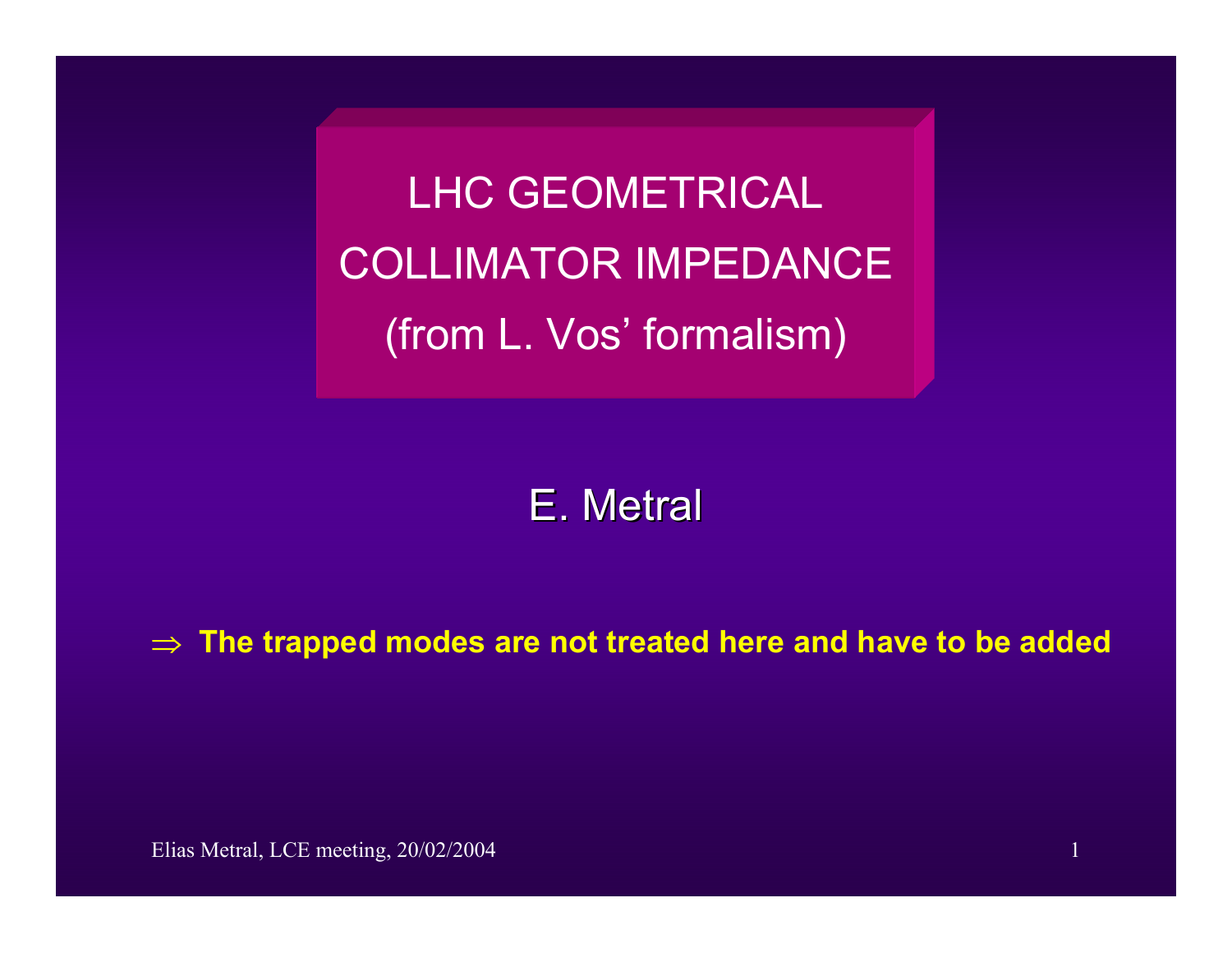# LHC GEOMETRICAL COLLIMATOR IMPEDANCE (from L. Vos' formalism)

E. Metral

$\Rightarrow$ **The trapped modes are not treated here and have to be added**

Elias Metral, LCE meeting, 20/02/2004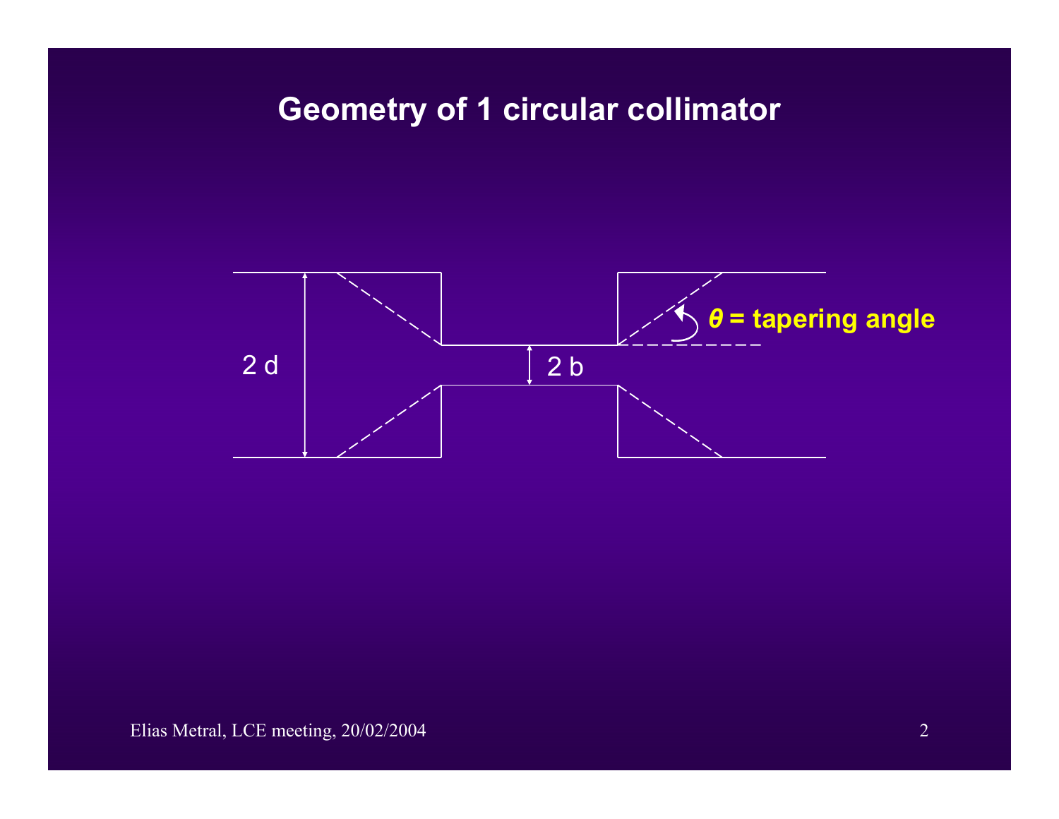# Geometry of 1 circular collimator

2 d

2 b

$\theta$ = tapering angle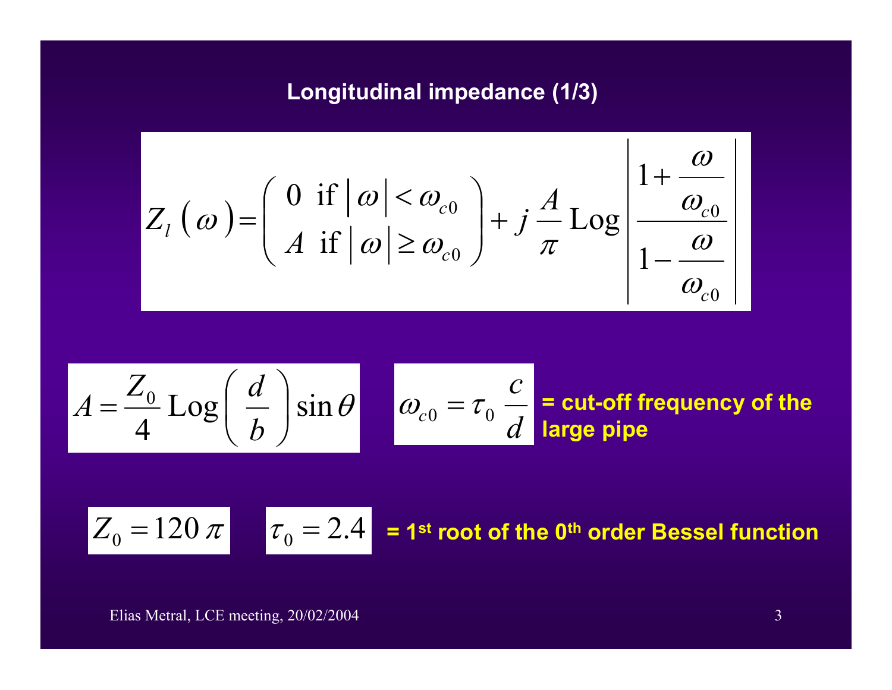## Longitudinal impedance (1/3)

$$Z_l(\omega) = \begin{pmatrix} 0 \ \text{ if } |\omega| < \omega_{c0} \\ A \ \text{ if } |\omega| \geq \omega_{c0} \end{pmatrix} + j\,\frac{A}{\pi}\,\text{Log}\left|\frac{1+\dfrac{\omega}{\omega_{c0}}}{1-\dfrac{\omega}{\omega_{c0}}}\right|$$

$$A = \frac{Z_0}{4}\,\text{Log}\left(\frac{d}{b}\right)\sin\theta$$

$$\omega_{c0} = \tau_0\,\frac{c}{d}$$

**= cut-off frequency of the large pipe**

$$Z_0 = 120\,\pi$$

$$\tau_0 = 2.4$$

**= 1st root of the 0th order Bessel function**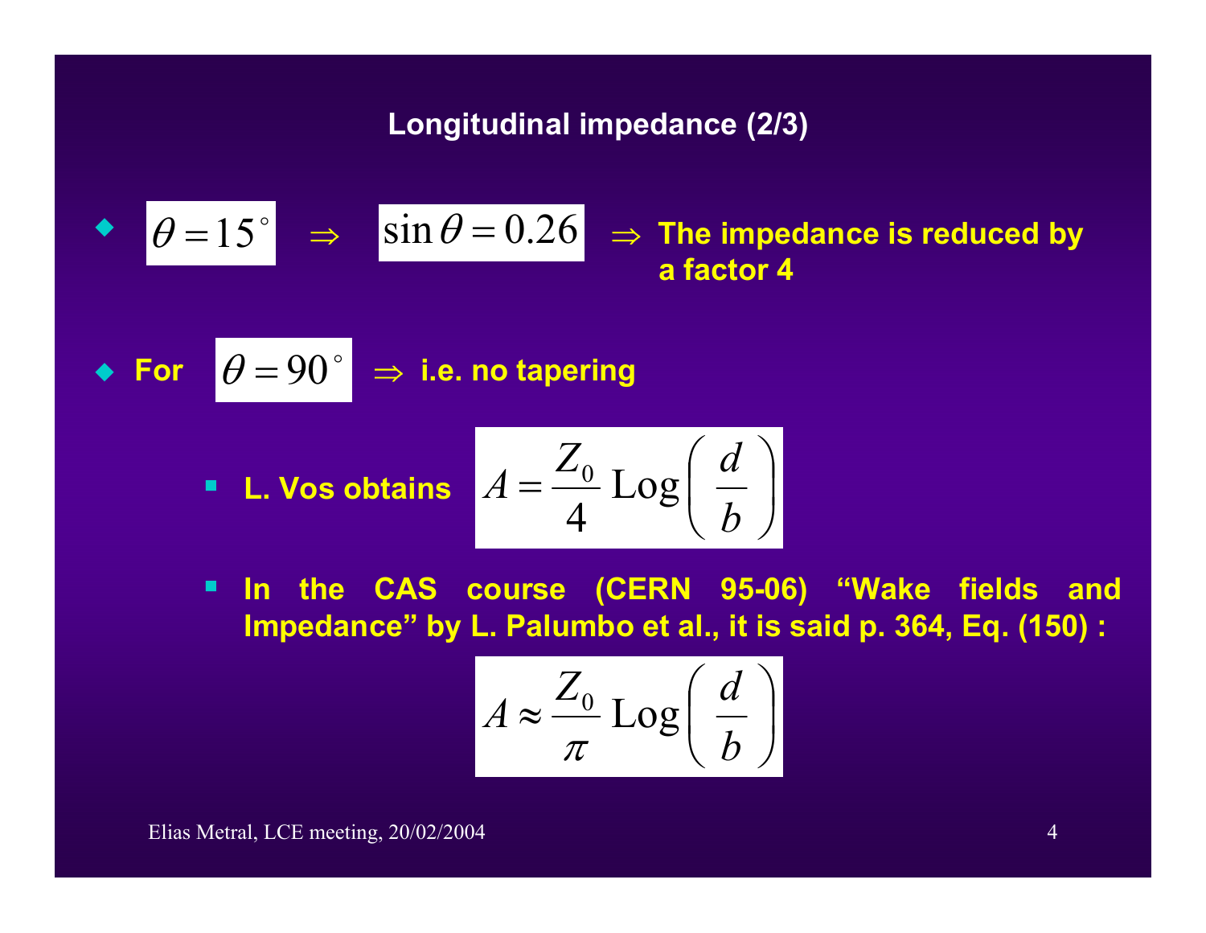## Longitudinal impedance (2/3)

- $\theta = 15^\circ$ $\Rightarrow$ $\sin\theta = 0.26$ $\Rightarrow$ **The impedance is reduced by a factor 4**

- **For** $\theta = 90^\circ$ $\Rightarrow$ **i.e. no tapering**

  - **L. Vos obtains** $A = \dfrac{Z_0}{4} \, \mathrm{Log}\left(\dfrac{d}{b}\right)$

  - **In the CAS course (CERN 95-06) "Wake fields and Impedance" by L. Palumbo et al., it is said p. 364, Eq. (150) :**

$$A \approx \frac{Z_0}{\pi} \, \mathrm{Log}\left(\frac{d}{b}\right)$$

Elias Metral, LCE meeting, 20/02/2004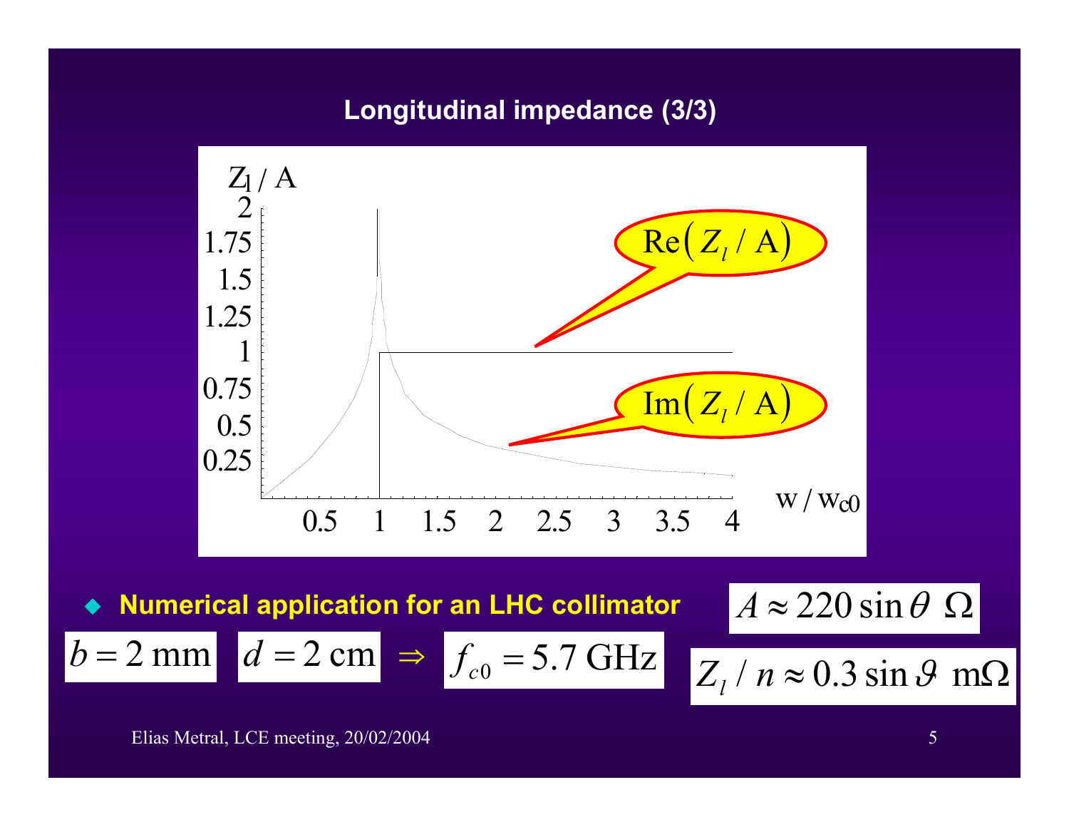## Longitudinal impedance (3/3)

$Z_l$ / A

$\mathrm{Re}\left(Z_l / \mathrm{A}\right)$

$\mathrm{Im}\left(Z_l / \mathrm{A}\right)$

w / $\mathrm{w_{c0}}$

- **Numerical application for an LHC collimator**

$A \approx 220 \sin\theta \;\; \Omega$

$b = 2 \text{ mm}$ $\quad d = 2 \text{ cm}$ $\quad \Rightarrow \quad f_{c0} = 5.7 \text{ GHz}$

$Z_l / n \approx 0.3 \sin\vartheta \;\; \mathrm{m}\Omega$

Elias Metral, LCE meeting, 20/02/2004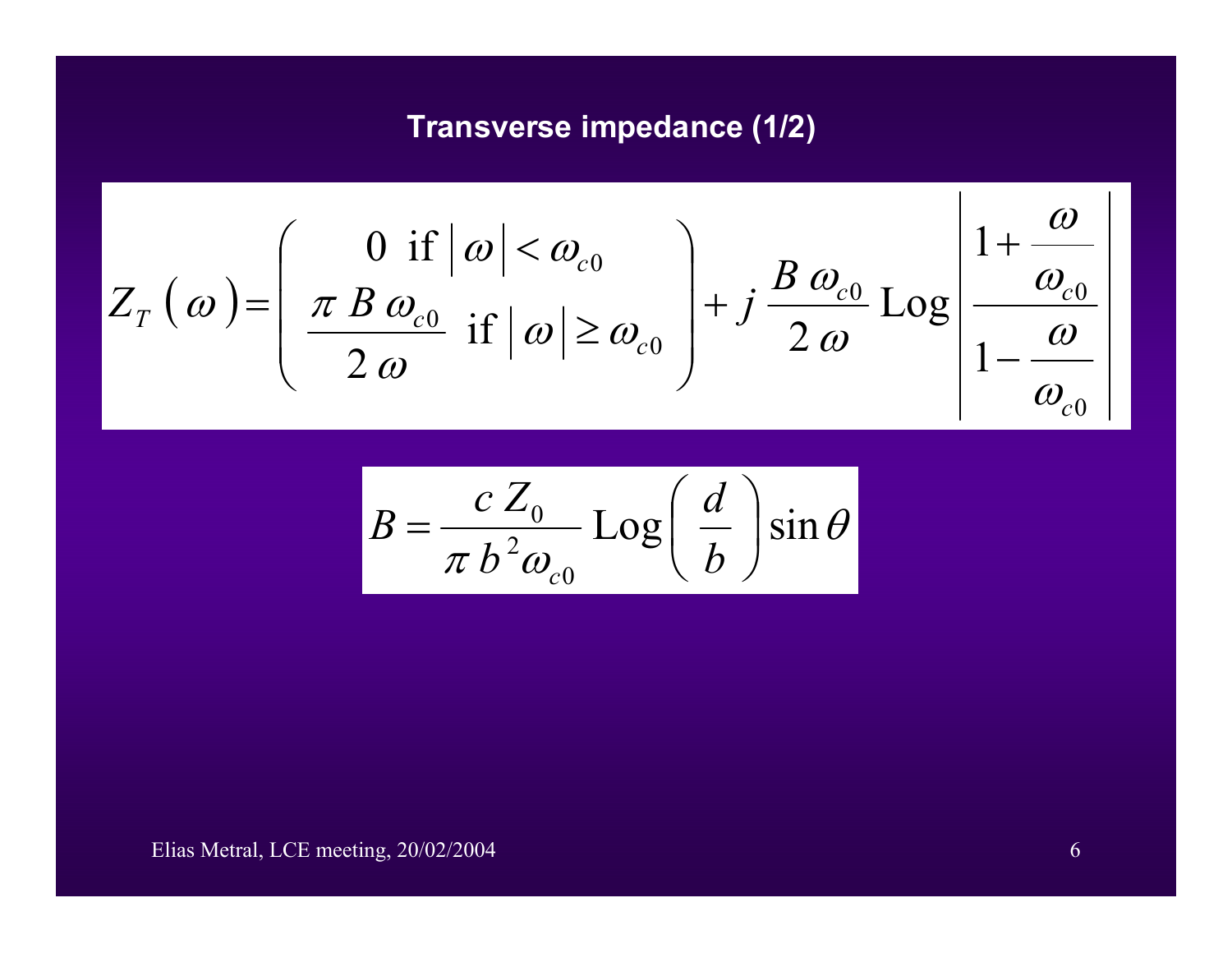## Transverse impedance (1/2)

$$
Z_T\left(\omega\right) = \left( \begin{array}{c} 0 \;\; \text{if} \left|\omega\right| < \omega_{c0} \\ \dfrac{\pi\, B\, \omega_{c0}}{2\,\omega} \;\; \text{if} \left|\omega\right| \geq \omega_{c0} \end{array} \right) + j\,\frac{B\,\omega_{c0}}{2\,\omega}\,\mathrm{Log}\left| \frac{1 + \dfrac{\omega}{\omega_{c0}}}{1 - \dfrac{\omega}{\omega_{c0}}} \right|
$$

$$
B = \frac{c\, Z_0}{\pi\, b^2 \omega_{c0}}\,\mathrm{Log}\left(\frac{d}{b}\right)\sin\theta
$$

Elias Metral, LCE meeting, 20/02/2004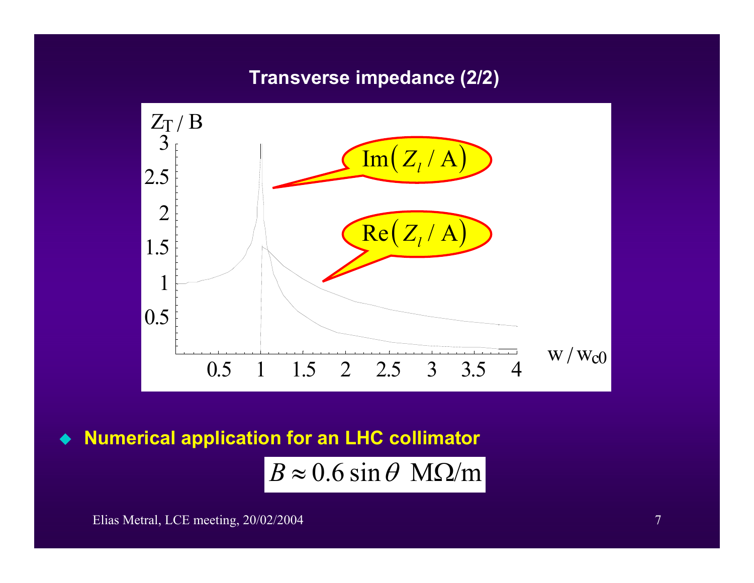## Transverse impedance (2/2)

$Z_T$ / B

3

2.5

2

1.5

1

0.5

0.5 1 1.5 2 2.5 3 3.5 4

w / $w_{c0}$

$\mathrm{Im}\left(Z_l / \mathrm{A}\right)$

$\mathrm{Re}\left(Z_l / \mathrm{A}\right)$

- **Numerical application for an LHC collimator**

$$B \approx 0.6 \sin\theta \ \ \mathrm{M\Omega/m}$$

Elias Metral, LCE meeting, 20/02/2004